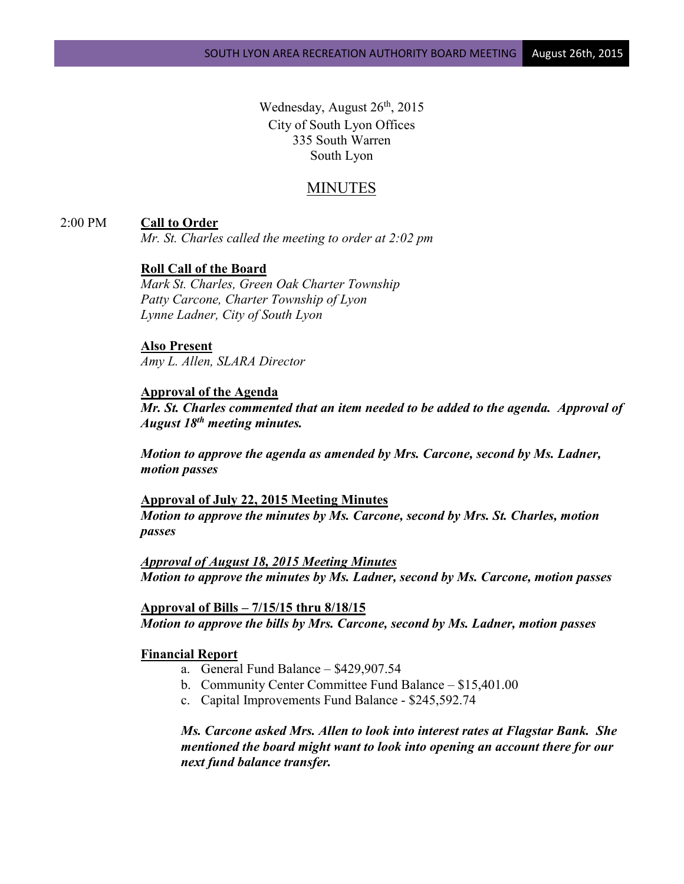Wednesday, August 26th, 2015
City of South Lyon Offices
335 South Warren
South Lyon

# MINUTES

2:00 PM **Call to Order**

*Mr. St. Charles called the meeting to order at 2:02 pm*

**Roll Call of the Board**

*Mark St. Charles, Green Oak Charter Township*
*Patty Carcone, Charter Township of Lyon*
*Lynne Ladner, City of South Lyon*

**Also Present**

*Amy L. Allen, SLARA Director*

**Approval of the Agenda**

***Mr. St. Charles commented that an item needed to be added to the agenda. Approval of August 18th meeting minutes.***

***Motion to approve the agenda as amended by Mrs. Carcone, second by Ms. Ladner, motion passes***

**Approval of July 22, 2015 Meeting Minutes**

***Motion to approve the minutes by Ms. Carcone, second by Mrs. St. Charles, motion passes***

***Approval of August 18, 2015 Meeting Minutes***

***Motion to approve the minutes by Ms. Ladner, second by Ms. Carcone, motion passes***

**Approval of Bills – 7/15/15 thru 8/18/15**

***Motion to approve the bills by Mrs. Carcone, second by Ms. Ladner, motion passes***

**Financial Report**

a. General Fund Balance – $429,907.54
b. Community Center Committee Fund Balance – $15,401.00
c. Capital Improvements Fund Balance - $245,592.74

***Ms. Carcone asked Mrs. Allen to look into interest rates at Flagstar Bank. She mentioned the board might want to look into opening an account there for our next fund balance transfer.***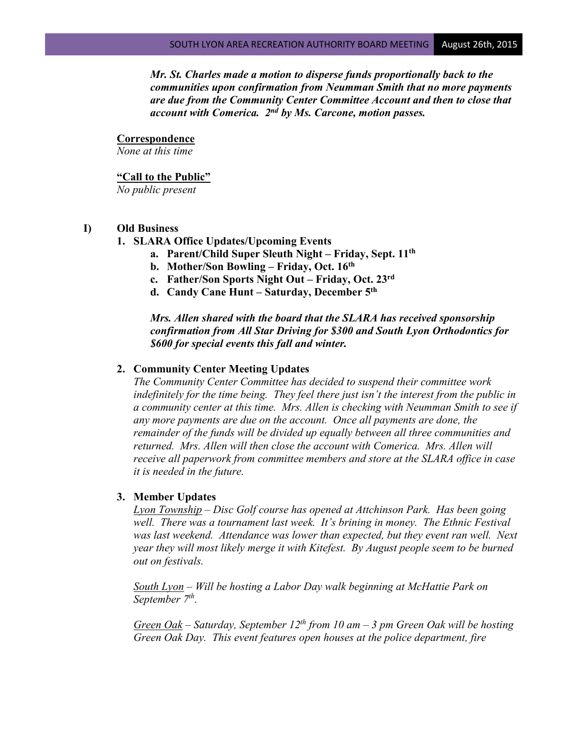***Mr. St. Charles made a motion to disperse funds proportionally back to the communities upon confirmation from Neumman Smith that no more payments are due from the Community Center Committee Account and then to close that account with Comerica. 2nd by Ms. Carcone, motion passes.***

**Correspondence**

*None at this time*

**"Call to the Public"**

*No public present*

**I) Old Business**

1. **SLARA Office Updates/Upcoming Events**
   a. **Parent/Child Super Sleuth Night – Friday, Sept. 11th**
   b. **Mother/Son Bowling – Friday, Oct. 16th**
   c. **Father/Son Sports Night Out – Friday, Oct. 23rd**
   d. **Candy Cane Hunt – Saturday, December 5th**

   ***Mrs. Allen shared with the board that the SLARA has received sponsorship confirmation from All Star Driving for $300 and South Lyon Orthodontics for $600 for special events this fall and winter.***

2. **Community Center Meeting Updates**

   *The Community Center Committee has decided to suspend their committee work indefinitely for the time being. They feel there just isn't the interest from the public in a community center at this time. Mrs. Allen is checking with Neumman Smith to see if any more payments are due on the account. Once all payments are done, the remainder of the funds will be divided up equally between all three communities and returned. Mrs. Allen will then close the account with Comerica. Mrs. Allen will receive all paperwork from committee members and store at the SLARA office in case it is needed in the future.*

3. **Member Updates**

   *Lyon Township – Disc Golf course has opened at Attchinson Park. Has been going well. There was a tournament last week. It's brining in money. The Ethnic Festival was last weekend. Attendance was lower than expected, but they event ran well. Next year they will most likely merge it with Kitefest. By August people seem to be burned out on festivals.*

   *South Lyon – Will be hosting a Labor Day walk beginning at McHattie Park on September 7th.*

   *Green Oak – Saturday, September 12th from 10 am – 3 pm Green Oak will be hosting Green Oak Day. This event features open houses at the police department, fire*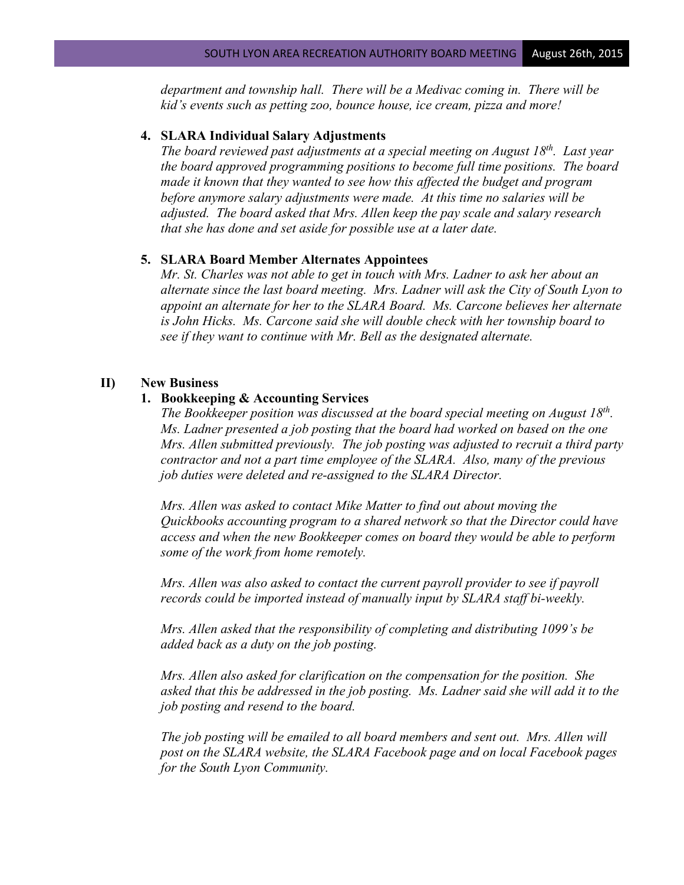*department and township hall. There will be a Medivac coming in. There will be kid's events such as petting zoo, bounce house, ice cream, pizza and more!*

**4. SLARA Individual Salary Adjustments**

*The board reviewed past adjustments at a special meeting on August 18th. Last year the board approved programming positions to become full time positions. The board made it known that they wanted to see how this affected the budget and program before anymore salary adjustments were made. At this time no salaries will be adjusted. The board asked that Mrs. Allen keep the pay scale and salary research that she has done and set aside for possible use at a later date.*

**5. SLARA Board Member Alternates Appointees**

*Mr. St. Charles was not able to get in touch with Mrs. Ladner to ask her about an alternate since the last board meeting. Mrs. Ladner will ask the City of South Lyon to appoint an alternate for her to the SLARA Board. Ms. Carcone believes her alternate is John Hicks. Ms. Carcone said she will double check with her township board to see if they want to continue with Mr. Bell as the designated alternate.*

## II) New Business

**1. Bookkeeping & Accounting Services**

*The Bookkeeper position was discussed at the board special meeting on August 18th. Ms. Ladner presented a job posting that the board had worked on based on the one Mrs. Allen submitted previously. The job posting was adjusted to recruit a third party contractor and not a part time employee of the SLARA. Also, many of the previous job duties were deleted and re-assigned to the SLARA Director.*

*Mrs. Allen was asked to contact Mike Matter to find out about moving the Quickbooks accounting program to a shared network so that the Director could have access and when the new Bookkeeper comes on board they would be able to perform some of the work from home remotely.*

*Mrs. Allen was also asked to contact the current payroll provider to see if payroll records could be imported instead of manually input by SLARA staff bi-weekly.*

*Mrs. Allen asked that the responsibility of completing and distributing 1099's be added back as a duty on the job posting.*

*Mrs. Allen also asked for clarification on the compensation for the position. She asked that this be addressed in the job posting. Ms. Ladner said she will add it to the job posting and resend to the board.*

*The job posting will be emailed to all board members and sent out. Mrs. Allen will post on the SLARA website, the SLARA Facebook page and on local Facebook pages for the South Lyon Community.*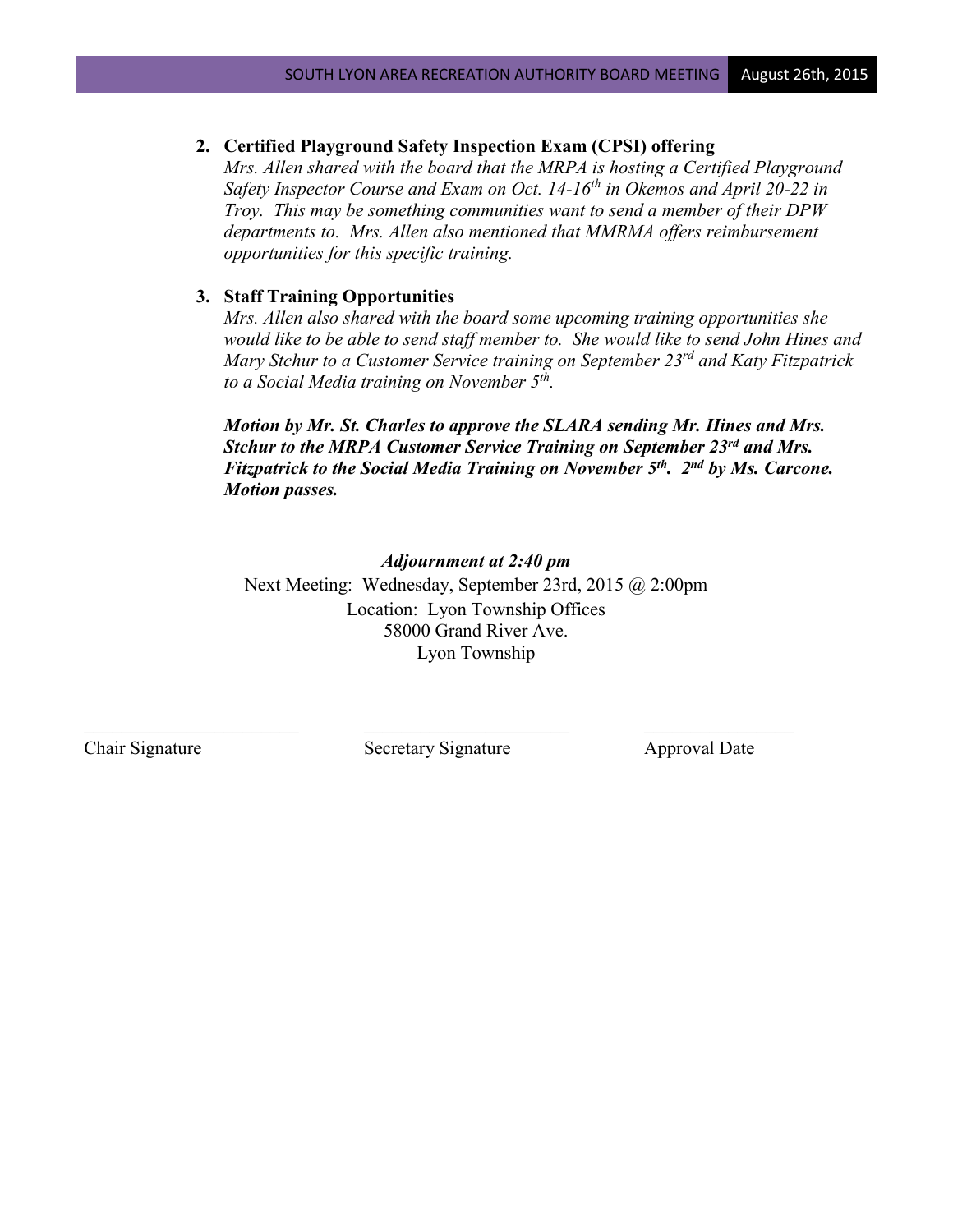2. **Certified Playground Safety Inspection Exam (CPSI) offering**
   *Mrs. Allen shared with the board that the MRPA is hosting a Certified Playground Safety Inspector Course and Exam on Oct. 14-16th in Okemos and April 20-22 in Troy. This may be something communities want to send a member of their DPW departments to. Mrs. Allen also mentioned that MMRMA offers reimbursement opportunities for this specific training.*

3. **Staff Training Opportunities**
   *Mrs. Allen also shared with the board some upcoming training opportunities she would like to be able to send staff member to. She would like to send John Hines and Mary Stchur to a Customer Service training on September 23rd and Katy Fitzpatrick to a Social Media training on November 5th.*

   ***Motion by Mr. St. Charles to approve the SLARA sending Mr. Hines and Mrs. Stchur to the MRPA Customer Service Training on September 23rd and Mrs. Fitzpatrick to the Social Media Training on November 5th. 2nd by Ms. Carcone. Motion passes.***

***Adjournment at 2:40 pm***

Next Meeting: Wednesday, September 23rd, 2015 @ 2:00pm
Location: Lyon Township Offices
58000 Grand River Ave.
Lyon Township

\_\_\_\_\_\_\_\_\_\_\_\_\_\_\_\_\_\_\_\_\_\_\_\_ Chair Signature

\_\_\_\_\_\_\_\_\_\_\_\_\_\_\_\_\_\_\_\_\_\_\_\_ Secretary Signature

\_\_\_\_\_\_\_\_\_\_\_\_\_\_\_\_\_ Approval Date